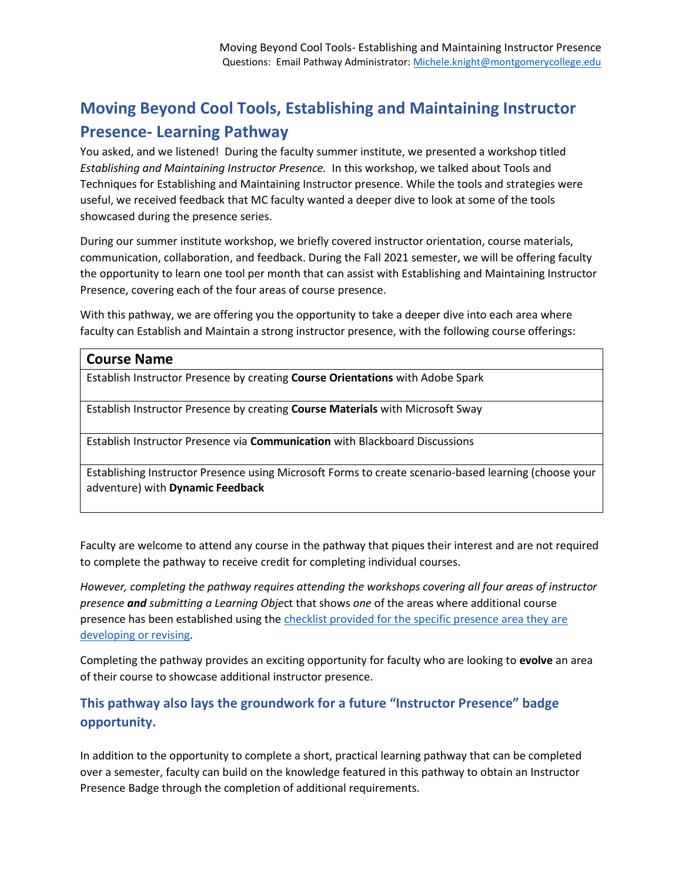# Moving Beyond Cool Tools, Establishing and Maintaining Instructor Presence- Learning Pathway

You asked, and we listened! During the faculty summer institute, we presented a workshop titled *Establishing and Maintaining Instructor Presence.* In this workshop, we talked about Tools and Techniques for Establishing and Maintaining Instructor presence. While the tools and strategies were useful, we received feedback that MC faculty wanted a deeper dive to look at some of the tools showcased during the presence series.

During our summer institute workshop, we briefly covered instructor orientation, course materials, communication, collaboration, and feedback. During the Fall 2021 semester, we will be offering faculty the opportunity to learn one tool per month that can assist with Establishing and Maintaining Instructor Presence, covering each of the four areas of course presence.

With this pathway, we are offering you the opportunity to take a deeper dive into each area where faculty can Establish and Maintain a strong instructor presence, with the following course offerings:

| Course Name |
|---|
| Establish Instructor Presence by creating **Course Orientations** with Adobe Spark |
| Establish Instructor Presence by creating **Course Materials** with Microsoft Sway |
| Establish Instructor Presence via **Communication** with Blackboard Discussions |
| Establishing Instructor Presence using Microsoft Forms to create scenario-based learning (choose your adventure) with **Dynamic Feedback** |

Faculty are welcome to attend any course in the pathway that piques their interest and are not required to complete the pathway to receive credit for completing individual courses.

*However, completing the pathway requires attending the workshops covering all four areas of instructor presence* ***and*** *submitting a Learning Obje*ct that shows *one* of the areas where additional course presence has been established using the [checklist provided for the specific presence area they are developing or revising](#).

Completing the pathway provides an exciting opportunity for faculty who are looking to **evolve** an area of their course to showcase additional instructor presence.

## This pathway also lays the groundwork for a future "Instructor Presence" badge opportunity.

In addition to the opportunity to complete a short, practical learning pathway that can be completed over a semester, faculty can build on the knowledge featured in this pathway to obtain an Instructor Presence Badge through the completion of additional requirements.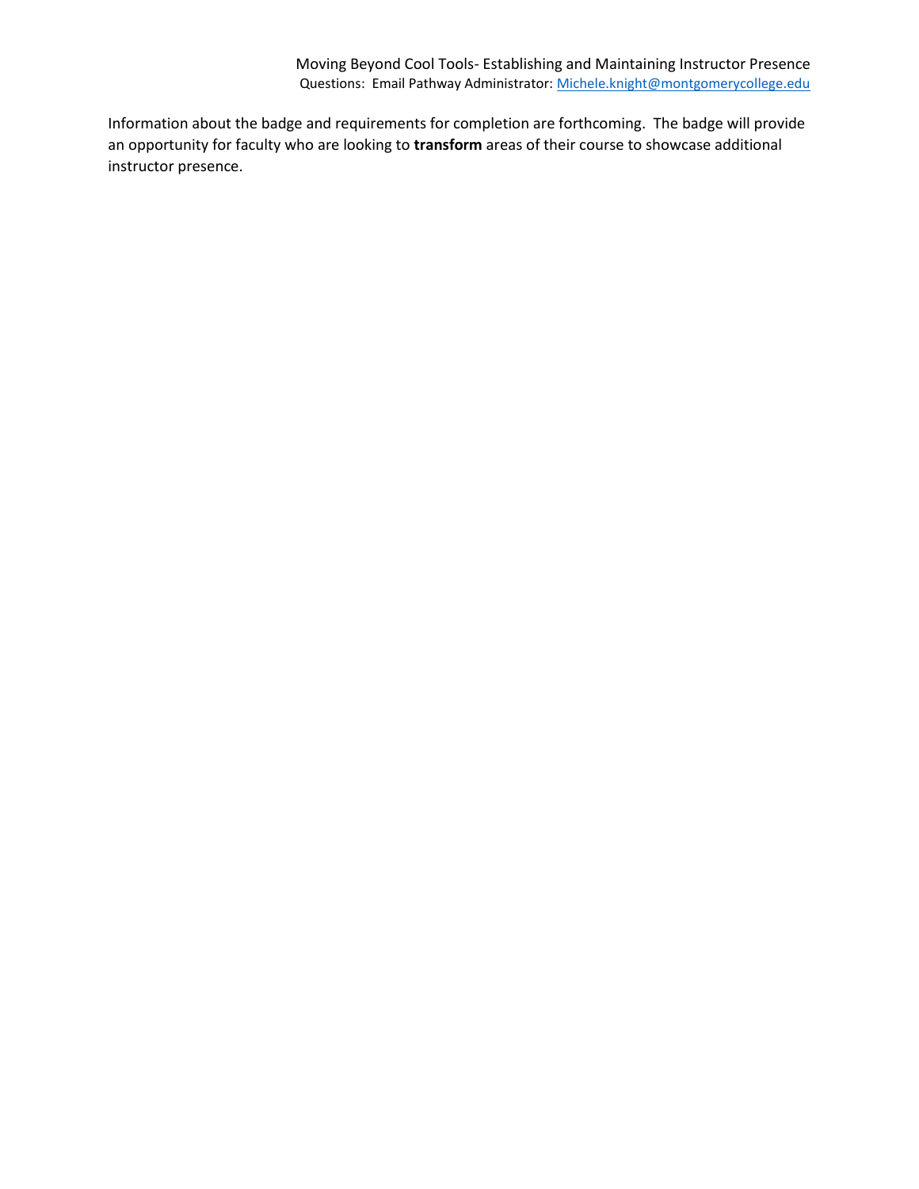Information about the badge and requirements for completion are forthcoming. The badge will provide an opportunity for faculty who are looking to **transform** areas of their course to showcase additional instructor presence.